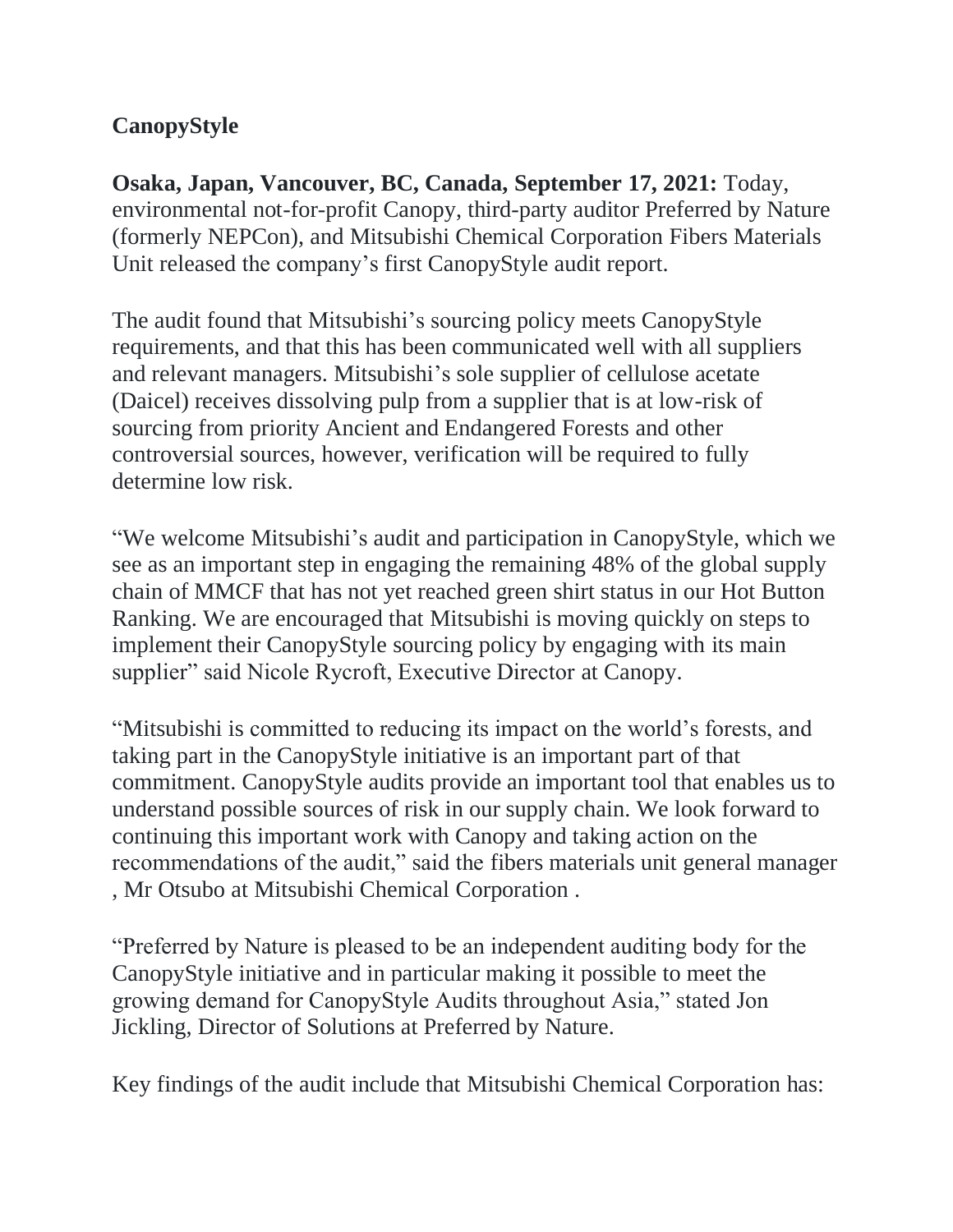**CanopyStyle**

**Osaka, Japan, Vancouver, BC, Canada, September 17, 2021:** Today, environmental not-for-profit Canopy, third-party auditor Preferred by Nature (formerly NEPCon), and Mitsubishi Chemical Corporation Fibers Materials Unit released the company's first CanopyStyle audit report.

The audit found that Mitsubishi's sourcing policy meets CanopyStyle requirements, and that this has been communicated well with all suppliers and relevant managers. Mitsubishi's sole supplier of cellulose acetate (Daicel) receives dissolving pulp from a supplier that is at low-risk of sourcing from priority Ancient and Endangered Forests and other controversial sources, however, verification will be required to fully determine low risk.

"We welcome Mitsubishi's audit and participation in CanopyStyle, which we see as an important step in engaging the remaining 48% of the global supply chain of MMCF that has not yet reached green shirt status in our Hot Button Ranking. We are encouraged that Mitsubishi is moving quickly on steps to implement their CanopyStyle sourcing policy by engaging with its main supplier" said Nicole Rycroft, Executive Director at Canopy.

"Mitsubishi is committed to reducing its impact on the world's forests, and taking part in the CanopyStyle initiative is an important part of that commitment. CanopyStyle audits provide an important tool that enables us to understand possible sources of risk in our supply chain. We look forward to continuing this important work with Canopy and taking action on the recommendations of the audit," said the fibers materials unit general manager , Mr Otsubo at Mitsubishi Chemical Corporation .

"Preferred by Nature is pleased to be an independent auditing body for the CanopyStyle initiative and in particular making it possible to meet the growing demand for CanopyStyle Audits throughout Asia," stated Jon Jickling, Director of Solutions at Preferred by Nature.

Key findings of the audit include that Mitsubishi Chemical Corporation has: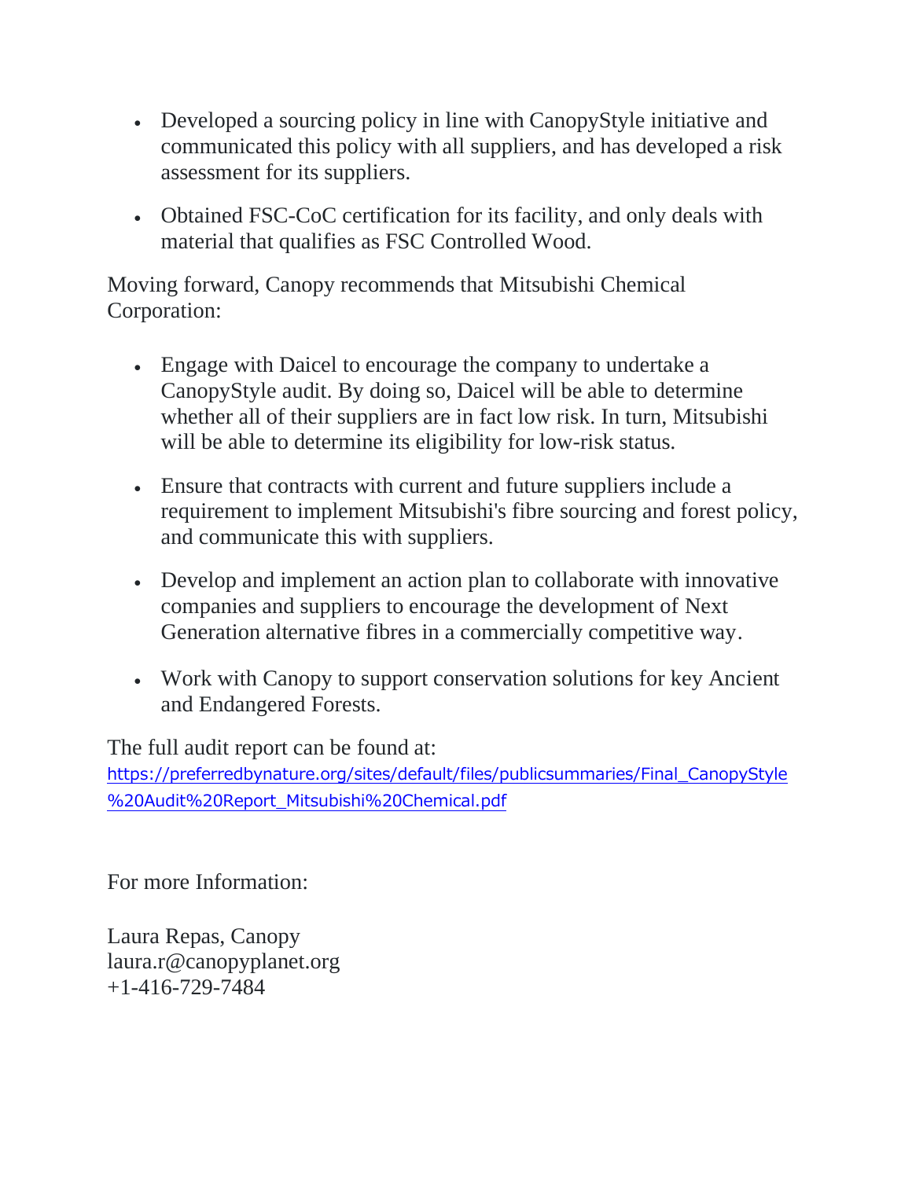- Developed a sourcing policy in line with CanopyStyle initiative and communicated this policy with all suppliers, and has developed a risk assessment for its suppliers.
- Obtained FSC-CoC certification for its facility, and only deals with material that qualifies as FSC Controlled Wood.

Moving forward, Canopy recommends that Mitsubishi Chemical Corporation:

- Engage with Daicel to encourage the company to undertake a CanopyStyle audit. By doing so, Daicel will be able to determine whether all of their suppliers are in fact low risk. In turn, Mitsubishi will be able to determine its eligibility for low-risk status.
- Ensure that contracts with current and future suppliers include a requirement to implement Mitsubishi's fibre sourcing and forest policy, and communicate this with suppliers.
- Develop and implement an action plan to collaborate with innovative companies and suppliers to encourage the development of Next Generation alternative fibres in a commercially competitive way.
- Work with Canopy to support conservation solutions for key Ancient and Endangered Forests.

The full audit report can be found at:
https://preferredbynature.org/sites/default/files/publicsummaries/Final_CanopyStyle%20Audit%20Report_Mitsubishi%20Chemical.pdf

For more Information:

Laura Repas, Canopy
laura.r@canopyplanet.org
+1-416-729-7484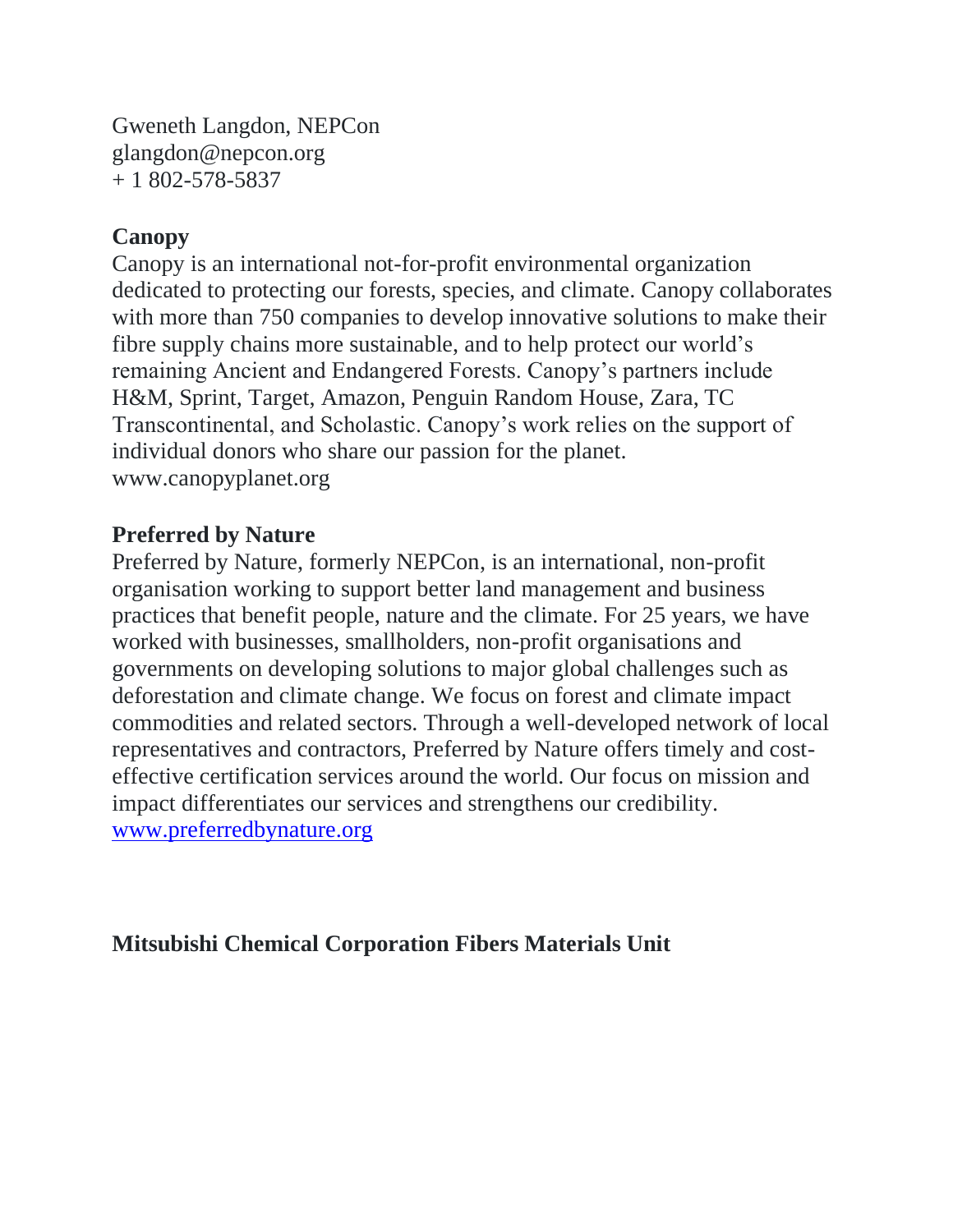Gweneth Langdon, NEPCon
glangdon@nepcon.org
+ 1 802-578-5837

**Canopy**

Canopy is an international not-for-profit environmental organization dedicated to protecting our forests, species, and climate. Canopy collaborates with more than 750 companies to develop innovative solutions to make their fibre supply chains more sustainable, and to help protect our world's remaining Ancient and Endangered Forests. Canopy's partners include H&M, Sprint, Target, Amazon, Penguin Random House, Zara, TC Transcontinental, and Scholastic. Canopy's work relies on the support of individual donors who share our passion for the planet.
www.canopyplanet.org

**Preferred by Nature**

Preferred by Nature, formerly NEPCon, is an international, non-profit organisation working to support better land management and business practices that benefit people, nature and the climate. For 25 years, we have worked with businesses, smallholders, non-profit organisations and governments on developing solutions to major global challenges such as deforestation and climate change. We focus on forest and climate impact commodities and related sectors. Through a well-developed network of local representatives and contractors, Preferred by Nature offers timely and cost-effective certification services around the world. Our focus on mission and impact differentiates our services and strengthens our credibility.
[www.preferredbynature.org](www.preferredbynature.org)

**Mitsubishi Chemical Corporation Fibers Materials Unit**